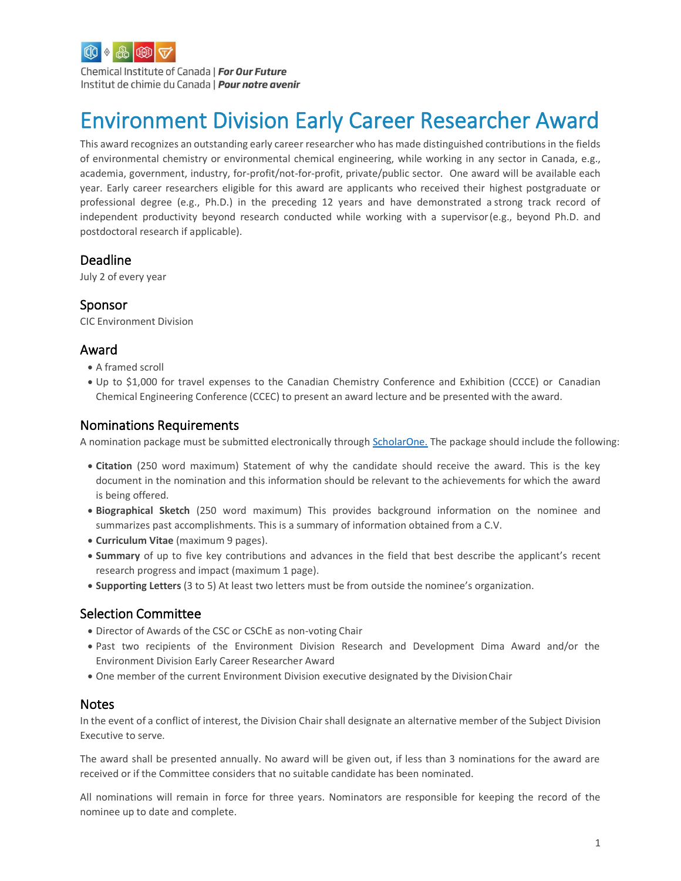Chemical Institute of Canada | ***For Our Future***
Institut de chimie du Canada | ***Pour notre avenir***

# Environment Division Early Career Researcher Award

This award recognizes an outstanding early career researcher who has made distinguished contributions in the fields of environmental chemistry or environmental chemical engineering, while working in any sector in Canada, e.g., academia, government, industry, for-profit/not-for-profit, private/public sector. One award will be available each year. Early career researchers eligible for this award are applicants who received their highest postgraduate or professional degree (e.g., Ph.D.) in the preceding 12 years and have demonstrated a strong track record of independent productivity beyond research conducted while working with a supervisor (e.g., beyond Ph.D. and postdoctoral research if applicable).

## Deadline

July 2 of every year

## Sponsor

CIC Environment Division

## Award

- A framed scroll
- Up to $1,000 for travel expenses to the Canadian Chemistry Conference and Exhibition (CCCE) or Canadian Chemical Engineering Conference (CCEC) to present an award lecture and be presented with the award.

## Nominations Requirements

A nomination package must be submitted electronically through [ScholarOne.](ScholarOne) The package should include the following:

- **Citation** (250 word maximum) Statement of why the candidate should receive the award. This is the key document in the nomination and this information should be relevant to the achievements for which the award is being offered.
- **Biographical Sketch** (250 word maximum) This provides background information on the nominee and summarizes past accomplishments. This is a summary of information obtained from a C.V.
- **Curriculum Vitae** (maximum 9 pages).
- **Summary** of up to five key contributions and advances in the field that best describe the applicant's recent research progress and impact (maximum 1 page).
- **Supporting Letters** (3 to 5) At least two letters must be from outside the nominee's organization.

## Selection Committee

- Director of Awards of the CSC or CSChE as non-voting Chair
- Past two recipients of the Environment Division Research and Development Dima Award and/or the Environment Division Early Career Researcher Award
- One member of the current Environment Division executive designated by the Division Chair

## Notes

In the event of a conflict of interest, the Division Chair shall designate an alternative member of the Subject Division Executive to serve.

The award shall be presented annually. No award will be given out, if less than 3 nominations for the award are received or if the Committee considers that no suitable candidate has been nominated.

All nominations will remain in force for three years. Nominators are responsible for keeping the record of the nominee up to date and complete.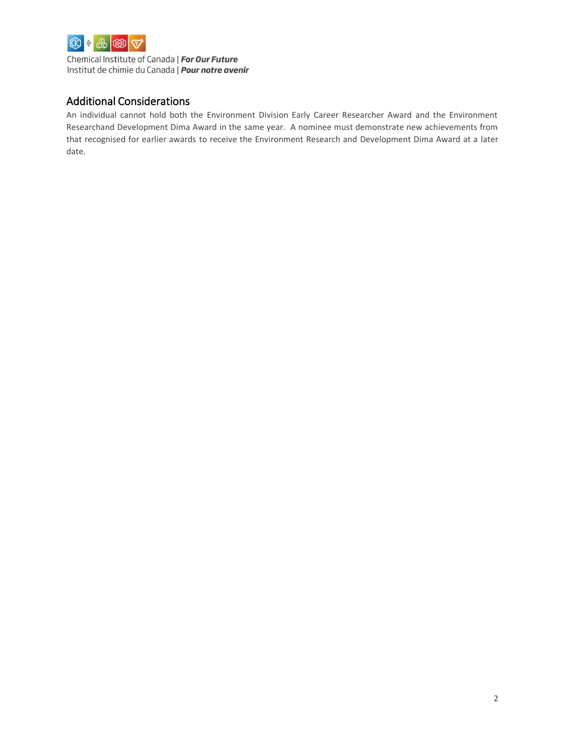## Additional Considerations

An individual cannot hold both the Environment Division Early Career Researcher Award and the Environment Researchand Development Dima Award in the same year. A nominee must demonstrate new achievements from that recognised for earlier awards to receive the Environment Research and Development Dima Award at a later date.